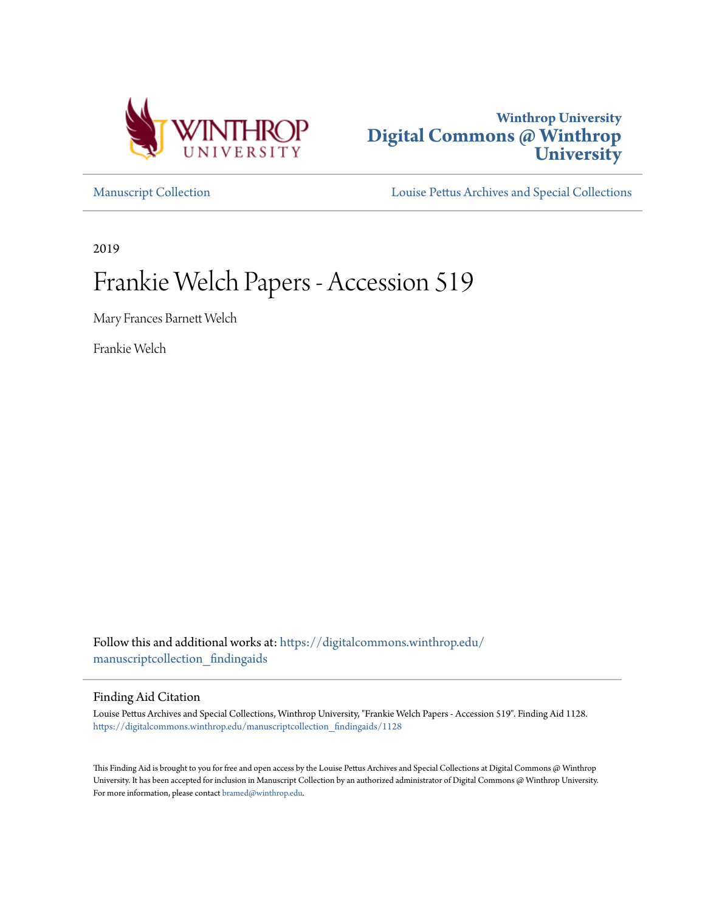Winthrop University
**Digital Commons @ Winthrop University**

Manuscript Collection

Louise Pettus Archives and Special Collections

2019

# Frankie Welch Papers - Accession 519

Mary Frances Barnett Welch

Frankie Welch

Follow this and additional works at: https://digitalcommons.winthrop.edu/manuscriptcollection_findingaids

## Finding Aid Citation

Louise Pettus Archives and Special Collections, Winthrop University, "Frankie Welch Papers - Accession 519". Finding Aid 1128.
https://digitalcommons.winthrop.edu/manuscriptcollection_findingaids/1128

This Finding Aid is brought to you for free and open access by the Louise Pettus Archives and Special Collections at Digital Commons @ Winthrop University. It has been accepted for inclusion in Manuscript Collection by an authorized administrator of Digital Commons @ Winthrop University. For more information, please contact bramed@winthrop.edu.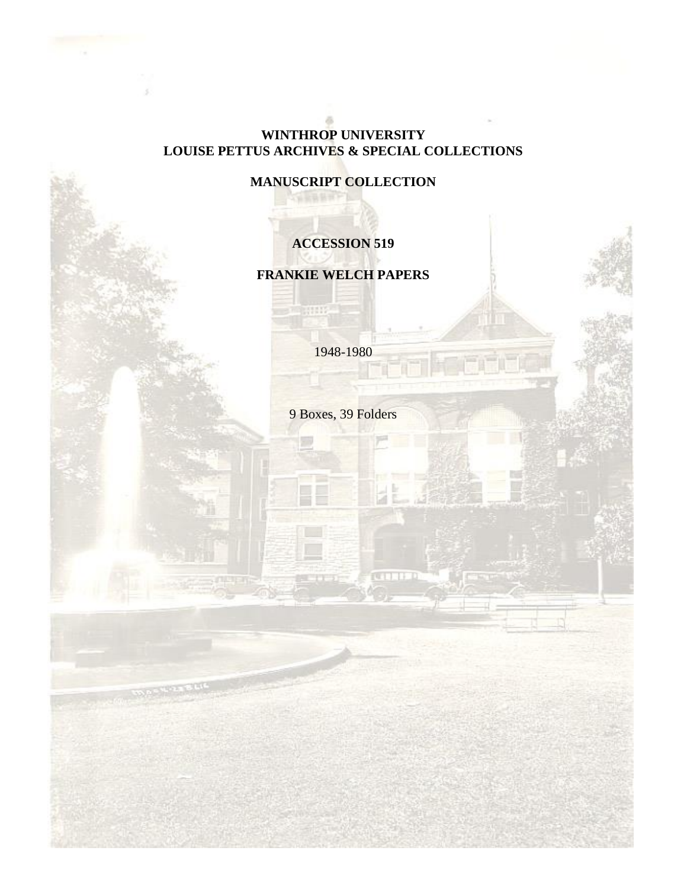**WINTHROP UNIVERSITY**
**LOUISE PETTUS ARCHIVES & SPECIAL COLLECTIONS**

**MANUSCRIPT COLLECTION**

**ACCESSION 519**

**FRANKIE WELCH PAPERS**

1948-1980

9 Boxes, 39 Folders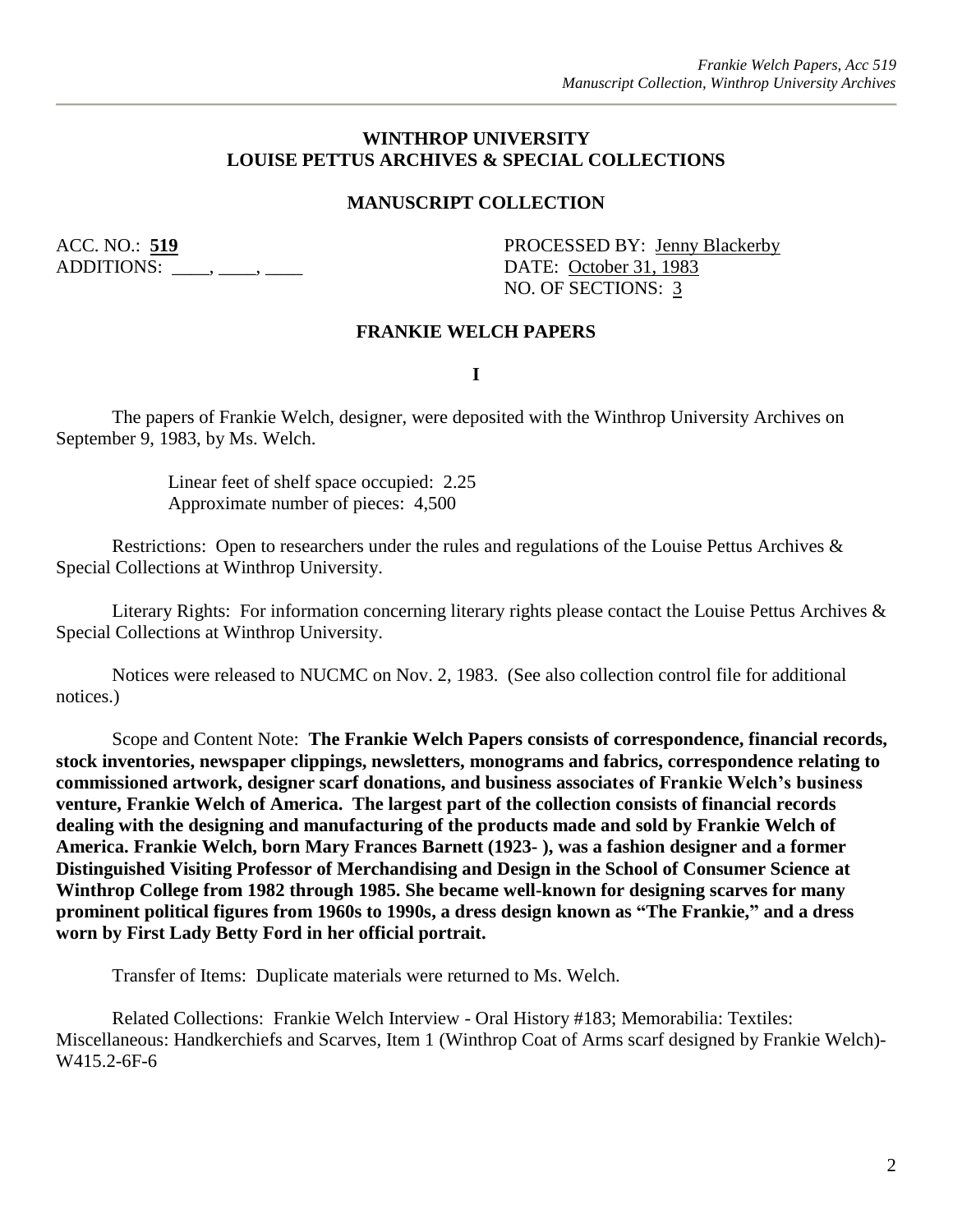## WINTHROP UNIVERSITY
## LOUISE PETTUS ARCHIVES & SPECIAL COLLECTIONS

### MANUSCRIPT COLLECTION

ACC. NO.: **519**
ADDITIONS: ____, ____, ____

PROCESSED BY: Jenny Blackerby
DATE: October 31, 1983
NO. OF SECTIONS: 3

### FRANKIE WELCH PAPERS

**I**

The papers of Frankie Welch, designer, were deposited with the Winthrop University Archives on September 9, 1983, by Ms. Welch.

> Linear feet of shelf space occupied: 2.25
> Approximate number of pieces: 4,500

Restrictions: Open to researchers under the rules and regulations of the Louise Pettus Archives & Special Collections at Winthrop University.

Literary Rights: For information concerning literary rights please contact the Louise Pettus Archives & Special Collections at Winthrop University.

Notices were released to NUCMC on Nov. 2, 1983. (See also collection control file for additional notices.)

Scope and Content Note: **The Frankie Welch Papers consists of correspondence, financial records, stock inventories, newspaper clippings, newsletters, monograms and fabrics, correspondence relating to commissioned artwork, designer scarf donations, and business associates of Frankie Welch's business venture, Frankie Welch of America. The largest part of the collection consists of financial records dealing with the designing and manufacturing of the products made and sold by Frankie Welch of America. Frankie Welch, born Mary Frances Barnett (1923- ), was a fashion designer and a former Distinguished Visiting Professor of Merchandising and Design in the School of Consumer Science at Winthrop College from 1982 through 1985. She became well-known for designing scarves for many prominent political figures from 1960s to 1990s, a dress design known as "The Frankie," and a dress worn by First Lady Betty Ford in her official portrait.**

Transfer of Items: Duplicate materials were returned to Ms. Welch.

Related Collections: Frankie Welch Interview - Oral History #183; Memorabilia: Textiles: Miscellaneous: Handkerchiefs and Scarves, Item 1 (Winthrop Coat of Arms scarf designed by Frankie Welch)- W415.2-6F-6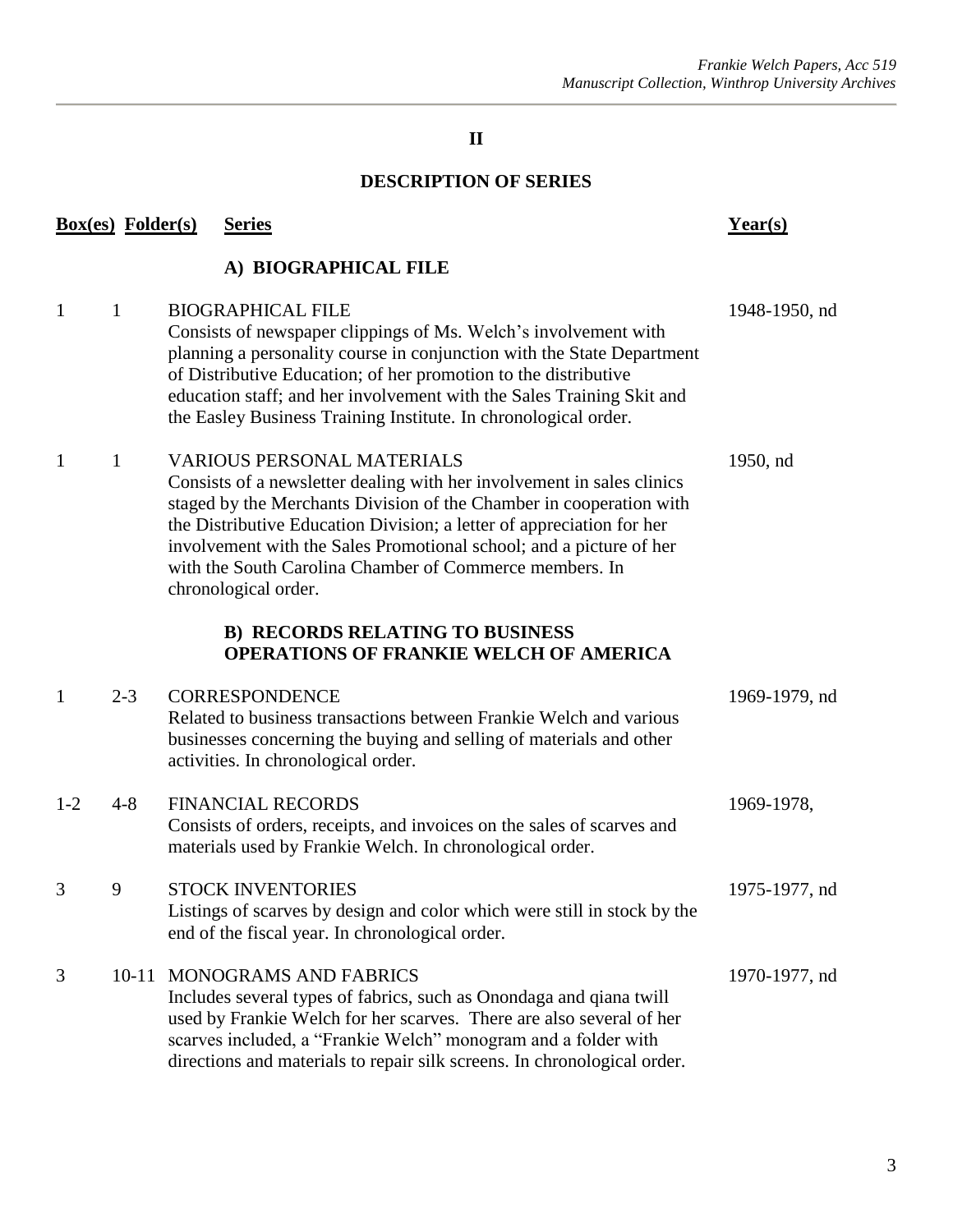## II

## DESCRIPTION OF SERIES

| Box(es) | Folder(s) | Series | Year(s) |
|---|---|---|---|
| | | **A) BIOGRAPHICAL FILE** | |
| 1 | 1 | BIOGRAPHICAL FILE<br>Consists of newspaper clippings of Ms. Welch's involvement with planning a personality course in conjunction with the State Department of Distributive Education; of her promotion to the distributive education staff; and her involvement with the Sales Training Skit and the Easley Business Training Institute. In chronological order. | 1948-1950, nd |
| 1 | 1 | VARIOUS PERSONAL MATERIALS<br>Consists of a newsletter dealing with her involvement in sales clinics staged by the Merchants Division of the Chamber in cooperation with the Distributive Education Division; a letter of appreciation for her involvement with the Sales Promotional school; and a picture of her with the South Carolina Chamber of Commerce members. In chronological order. | 1950, nd |
| | | **B) RECORDS RELATING TO BUSINESS OPERATIONS OF FRANKIE WELCH OF AMERICA** | |
| 1 | 2-3 | CORRESPONDENCE<br>Related to business transactions between Frankie Welch and various businesses concerning the buying and selling of materials and other activities. In chronological order. | 1969-1979, nd |
| 1-2 | 4-8 | FINANCIAL RECORDS<br>Consists of orders, receipts, and invoices on the sales of scarves and materials used by Frankie Welch. In chronological order. | 1969-1978, |
| 3 | 9 | STOCK INVENTORIES<br>Listings of scarves by design and color which were still in stock by the end of the fiscal year. In chronological order. | 1975-1977, nd |
| 3 | 10-11 | MONOGRAMS AND FABRICS<br>Includes several types of fabrics, such as Onondaga and qiana twill used by Frankie Welch for her scarves. There are also several of her scarves included, a "Frankie Welch" monogram and a folder with directions and materials to repair silk screens. In chronological order. | 1970-1977, nd |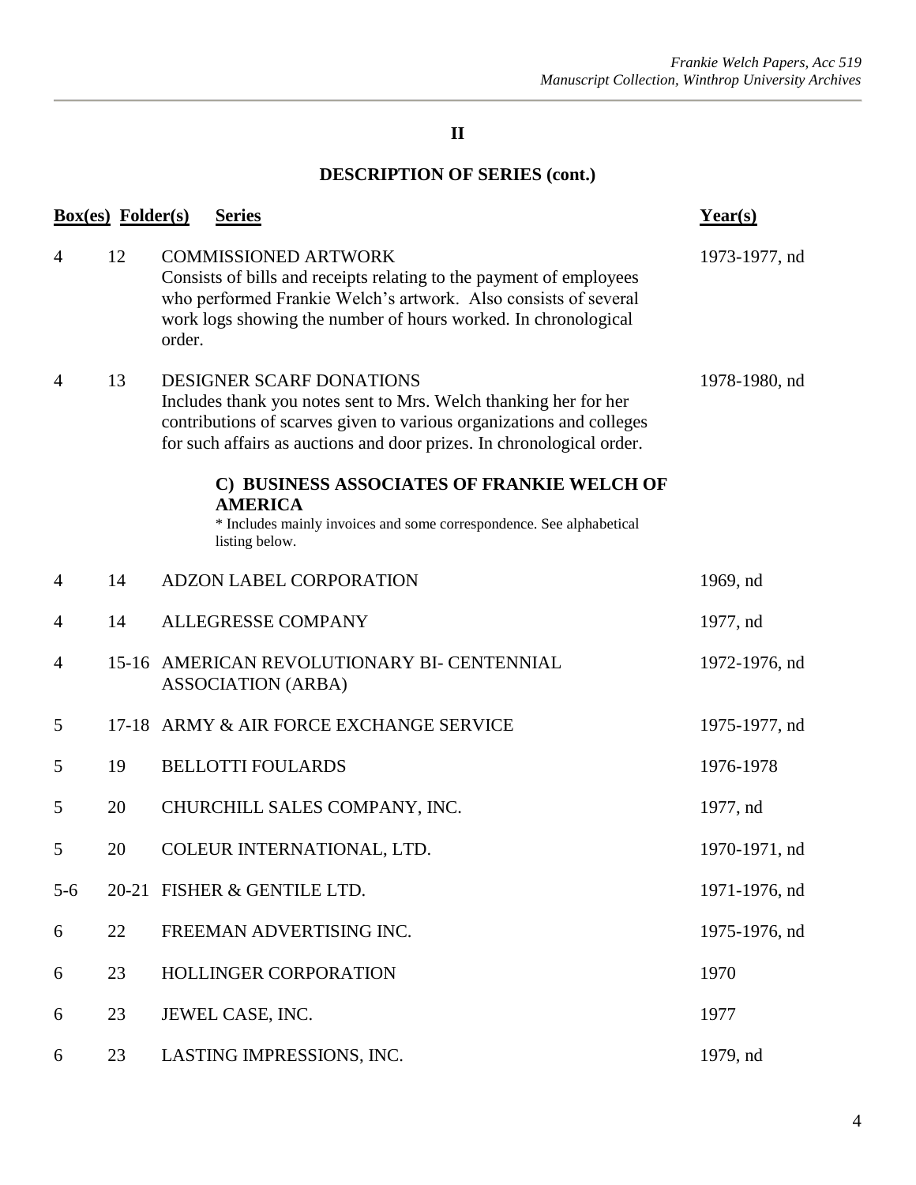## II

## DESCRIPTION OF SERIES (cont.)

| Box(es) | Folder(s) | Series | Year(s) |
|---|---|---|---|
| 4 | 12 | COMMISSIONED ARTWORK<br>Consists of bills and receipts relating to the payment of employees who performed Frankie Welch's artwork. Also consists of several work logs showing the number of hours worked. In chronological order. | 1973-1977, nd |
| 4 | 13 | DESIGNER SCARF DONATIONS<br>Includes thank you notes sent to Mrs. Welch thanking her for her contributions of scarves given to various organizations and colleges for such affairs as auctions and door prizes. In chronological order. | 1978-1980, nd |
| | | **C) BUSINESS ASSOCIATES OF FRANKIE WELCH OF AMERICA**<br>* Includes mainly invoices and some correspondence. See alphabetical listing below. | |
| 4 | 14 | ADZON LABEL CORPORATION | 1969, nd |
| 4 | 14 | ALLEGRESSE COMPANY | 1977, nd |
| 4 | 15-16 | AMERICAN REVOLUTIONARY BI- CENTENNIAL ASSOCIATION (ARBA) | 1972-1976, nd |
| 5 | 17-18 | ARMY & AIR FORCE EXCHANGE SERVICE | 1975-1977, nd |
| 5 | 19 | BELLOTTI FOULARDS | 1976-1978 |
| 5 | 20 | CHURCHILL SALES COMPANY, INC. | 1977, nd |
| 5 | 20 | COLEUR INTERNATIONAL, LTD. | 1970-1971, nd |
| 5-6 | 20-21 | FISHER & GENTILE LTD. | 1971-1976, nd |
| 6 | 22 | FREEMAN ADVERTISING INC. | 1975-1976, nd |
| 6 | 23 | HOLLINGER CORPORATION | 1970 |
| 6 | 23 | JEWEL CASE, INC. | 1977 |
| 6 | 23 | LASTING IMPRESSIONS, INC. | 1979, nd |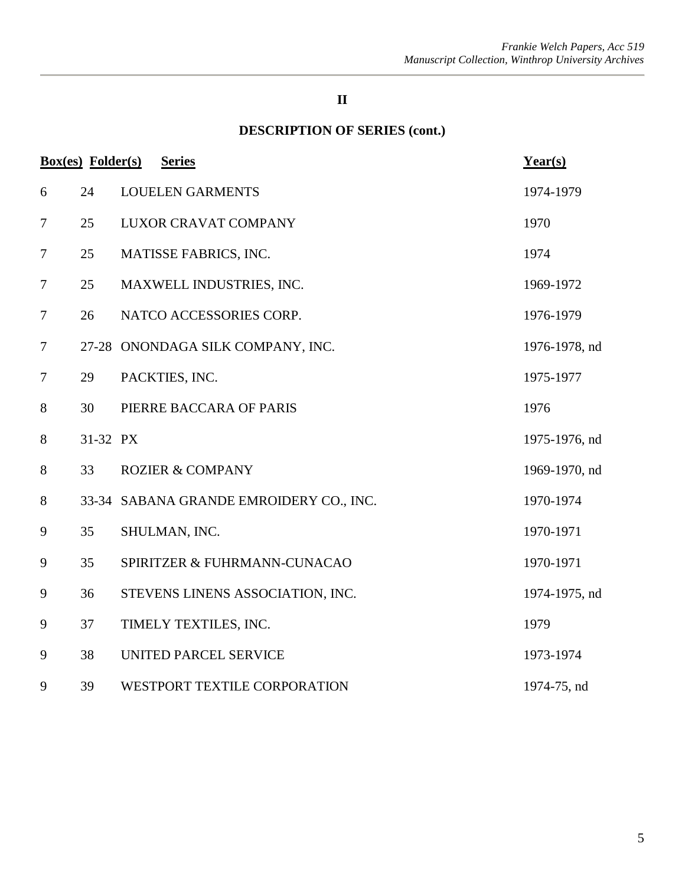## II

## DESCRIPTION OF SERIES (cont.)

| Box(es) | Folder(s) | Series | Year(s) |
|---|---|---|---|
| 6 | 24 | LOUELEN GARMENTS | 1974-1979 |
| 7 | 25 | LUXOR CRAVAT COMPANY | 1970 |
| 7 | 25 | MATISSE FABRICS, INC. | 1974 |
| 7 | 25 | MAXWELL INDUSTRIES, INC. | 1969-1972 |
| 7 | 26 | NATCO ACCESSORIES CORP. | 1976-1979 |
| 7 | 27-28 | ONONDAGA SILK COMPANY, INC. | 1976-1978, nd |
| 7 | 29 | PACKTIES, INC. | 1975-1977 |
| 8 | 30 | PIERRE BACCARA OF PARIS | 1976 |
| 8 | 31-32 | PX | 1975-1976, nd |
| 8 | 33 | ROZIER & COMPANY | 1969-1970, nd |
| 8 | 33-34 | SABANA GRANDE EMROIDERY CO., INC. | 1970-1974 |
| 9 | 35 | SHULMAN, INC. | 1970-1971 |
| 9 | 35 | SPIRITZER & FUHRMANN-CUNACAO | 1970-1971 |
| 9 | 36 | STEVENS LINENS ASSOCIATION, INC. | 1974-1975, nd |
| 9 | 37 | TIMELY TEXTILES, INC. | 1979 |
| 9 | 38 | UNITED PARCEL SERVICE | 1973-1974 |
| 9 | 39 | WESTPORT TEXTILE CORPORATION | 1974-75, nd |